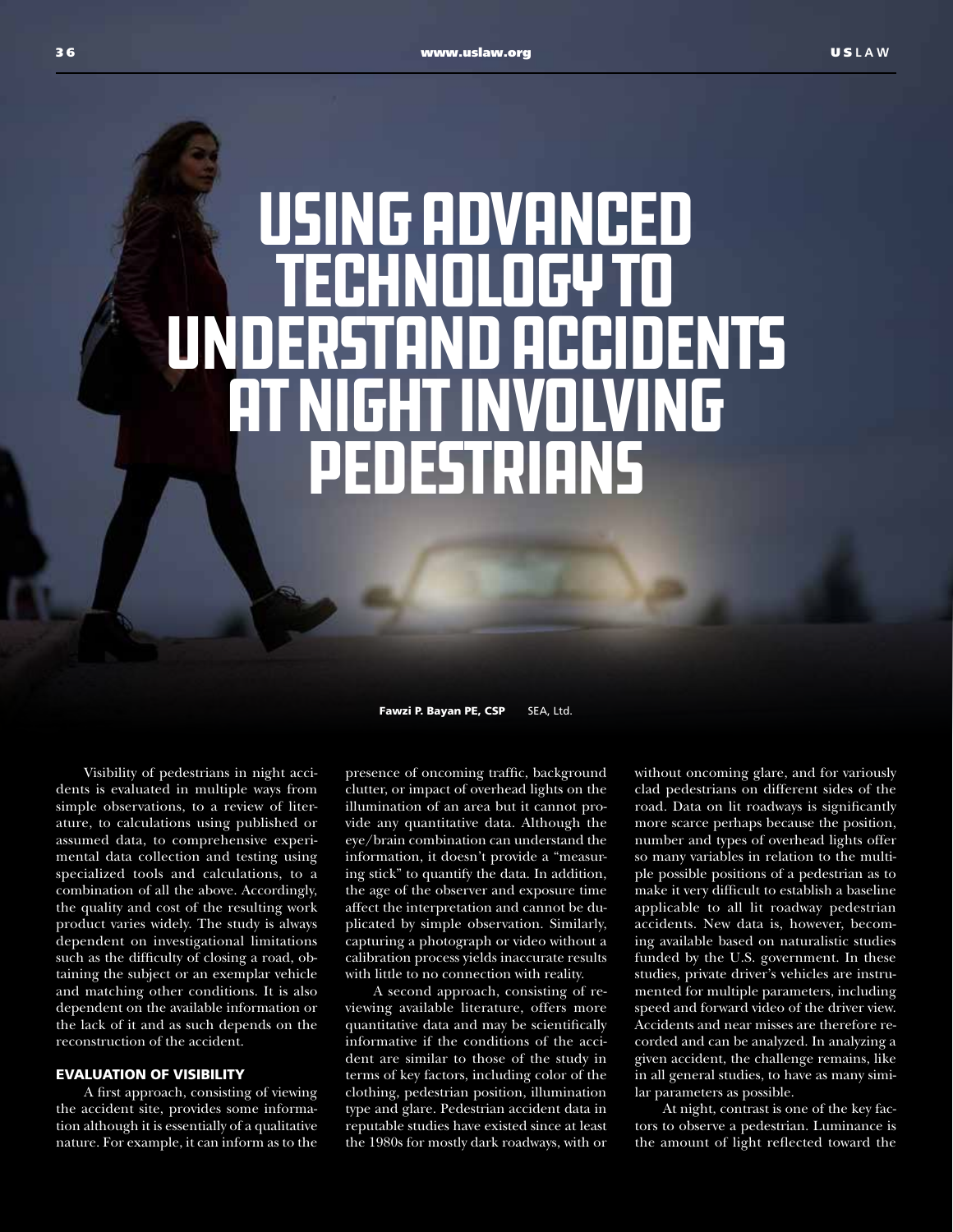# USING ADVANCED TECHNOLOGY TO UNDERSTAND ACCIDENTS AT NIGHT INVOLVING PEDESTRIANS

**Fawzi P. Bayan PE, CSP** SEA, Ltd.

Visibility of pedestrians in night accidents is evaluated in multiple ways from simple observations, to a review of literature, to calculations using published or assumed data, to comprehensive experimental data collection and testing using specialized tools and calculations, to a combination of all the above. Accordingly, the quality and cost of the resulting work product varies widely. The study is always dependent on investigational limitations such as the difficulty of closing a road, obtaining the subject or an exemplar vehicle and matching other conditions. It is also dependent on the available information or the lack of it and as such depends on the reconstruction of the accident.

## EVALUATION OF VISIBILITY

A first approach, consisting of viewing the accident site, provides some information although it is essentially of a qualitative nature. For example, it can inform as to the presence of oncoming traffic, background clutter, or impact of overhead lights on the illumination of an area but it cannot provide any quantitative data. Although the eye/brain combination can understand the information, it doesn't provide a "measuring stick" to quantify the data. In addition, the age of the observer and exposure time affect the interpretation and cannot be duplicated by simple observation. Similarly, capturing a photograph or video without a calibration process yields inaccurate results with little to no connection with reality.

A second approach, consisting of reviewing available literature, offers more quantitative data and may be scientifically informative if the conditions of the accident are similar to those of the study in terms of key factors, including color of the clothing, pedestrian position, illumination type and glare. Pedestrian accident data in reputable studies have existed since at least the 1980s for mostly dark roadways, with or without oncoming glare, and for variously clad pedestrians on different sides of the road. Data on lit roadways is significantly more scarce perhaps because the position, number and types of overhead lights offer so many variables in relation to the multiple possible positions of a pedestrian as to make it very difficult to establish a baseline applicable to all lit roadway pedestrian accidents. New data is, however, becoming available based on naturalistic studies funded by the U.S. government. In these studies, private driver's vehicles are instrumented for multiple parameters, including speed and forward video of the driver view. Accidents and near misses are therefore recorded and can be analyzed. In analyzing a given accident, the challenge remains, like in all general studies, to have as many similar parameters as possible.

At night, contrast is one of the key factors to observe a pedestrian. Luminance is the amount of light reflected toward the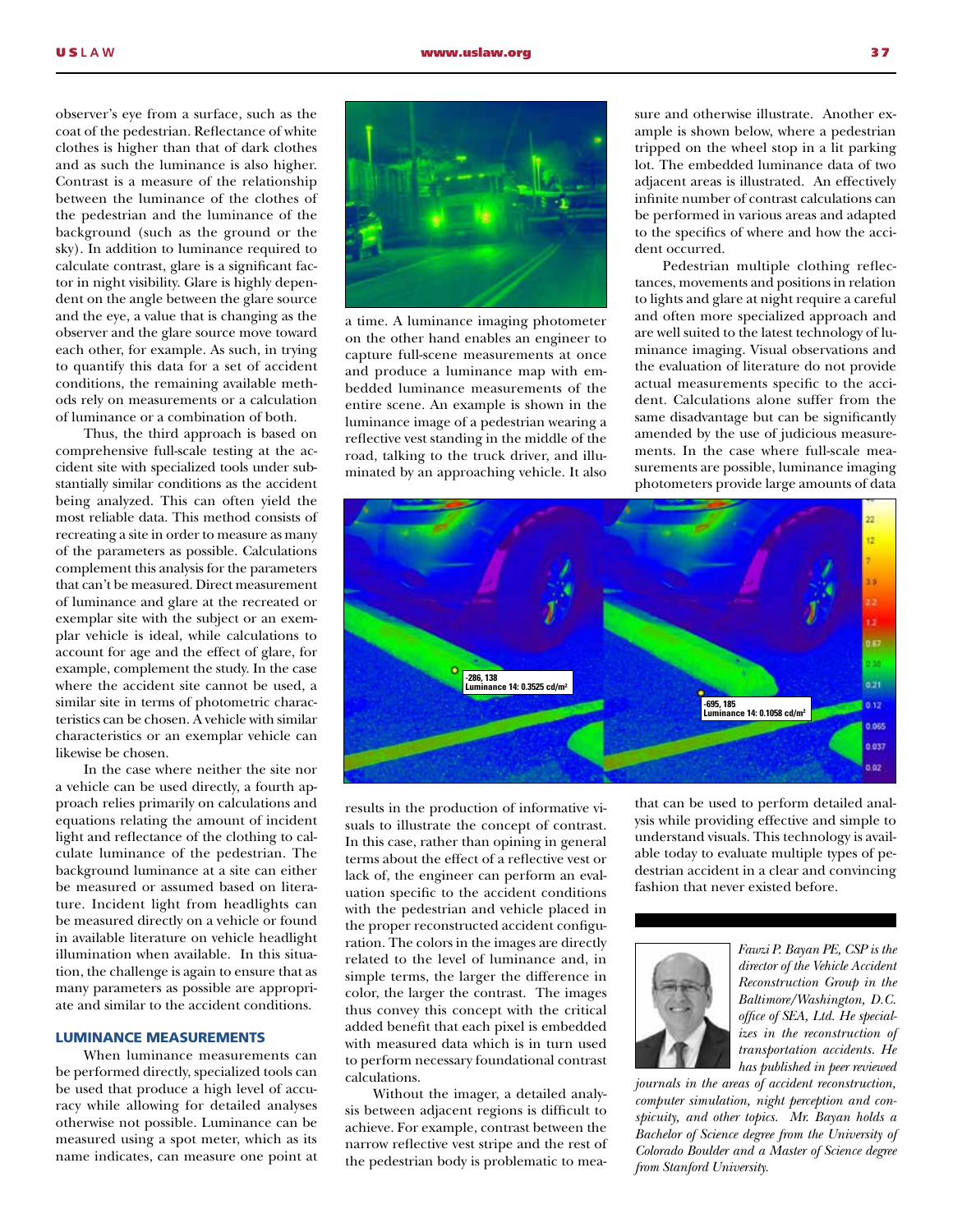observer's eye from a surface, such as the coat of the pedestrian. Reflectance of white clothes is higher than that of dark clothes and as such the luminance is also higher. Contrast is a measure of the relationship between the luminance of the clothes of the pedestrian and the luminance of the background (such as the ground or the sky). In addition to luminance required to calculate contrast, glare is a significant factor in night visibility. Glare is highly dependent on the angle between the glare source and the eye, a value that is changing as the observer and the glare source move toward each other, for example. As such, in trying to quantify this data for a set of accident conditions, the remaining available methods rely on measurements or a calculation of luminance or a combination of both.

Thus, the third approach is based on comprehensive full-scale testing at the accident site with specialized tools under substantially similar conditions as the accident being analyzed. This can often yield the most reliable data. This method consists of recreating a site in order to measure as many of the parameters as possible. Calculations complement this analysis for the parameters that can't be measured. Direct measurement of luminance and glare at the recreated or exemplar site with the subject or an exemplar vehicle is ideal, while calculations to account for age and the effect of glare, for example, complement the study. In the case where the accident site cannot be used, a similar site in terms of photometric characteristics can be chosen. A vehicle with similar characteristics or an exemplar vehicle can likewise be chosen.

In the case where neither the site nor a vehicle can be used directly, a fourth approach relies primarily on calculations and equations relating the amount of incident light and reflectance of the clothing to calculate luminance of the pedestrian. The background luminance at a site can either be measured or assumed based on literature. Incident light from headlights can be measured directly on a vehicle or found in available literature on vehicle headlight illumination when available. In this situation, the challenge is again to ensure that as many parameters as possible are appropriate and similar to the accident conditions.

## LUMINANCE MEASUREMENTS

When luminance measurements can be performed directly, specialized tools can be used that produce a high level of accuracy while allowing for detailed analyses otherwise not possible. Luminance can be measured using a spot meter, which as its name indicates, can measure one point at a time. A luminance imaging photometer on the other hand enables an engineer to capture full-scene measurements at once and produce a luminance map with embedded luminance measurements of the entire scene. An example is shown in the luminance image of a pedestrian wearing a reflective vest standing in the middle of the road, talking to the truck driver, and illuminated by an approaching vehicle. It also results in the production of informative visuals to illustrate the concept of contrast. In this case, rather than opining in general terms about the effect of a reflective vest or lack of, the engineer can perform an evaluation specific to the accident conditions with the pedestrian and vehicle placed in the proper reconstructed accident configuration. The colors in the images are directly related to the level of luminance and, in simple terms, the larger the difference in color, the larger the contrast. The images thus convey this concept with the critical added benefit that each pixel is embedded with measured data which is in turn used to perform necessary foundational contrast calculations.

-286, 138
Luminance 14: 0.3525 cd/m²

-695, 185
Luminance 14: 0.1058 cd/m²

22
12
7
3.9
2.2
1.2
0.67
0.38
0.21
0.12
0.065
0.037
0.02

Without the imager, a detailed analysis between adjacent regions is difficult to achieve. For example, contrast between the narrow reflective vest stripe and the rest of the pedestrian body is problematic to measure and otherwise illustrate. Another example is shown below, where a pedestrian tripped on the wheel stop in a lit parking lot. The embedded luminance data of two adjacent areas is illustrated. An effectively infinite number of contrast calculations can be performed in various areas and adapted to the specifics of where and how the accident occurred.

Pedestrian multiple clothing reflectances, movements and positions in relation to lights and glare at night require a careful and often more specialized approach and are well suited to the latest technology of luminance imaging. Visual observations and the evaluation of literature do not provide actual measurements specific to the accident. Calculations alone suffer from the same disadvantage but can be significantly amended by the use of judicious measurements. In the case where full-scale measurements are possible, luminance imaging photometers provide large amounts of data that can be used to perform detailed analysis while providing effective and simple to understand visuals. This technology is available today to evaluate multiple types of pedestrian accident in a clear and convincing fashion that never existed before.

*Fawzi P. Bayan PE, CSP is the director of the Vehicle Accident Reconstruction Group in the Baltimore/Washington, D.C. office of SEA, Ltd. He specializes in the reconstruction of transportation accidents. He has published in peer reviewed journals in the areas of accident reconstruction, computer simulation, night perception and conspicuity, and other topics. Mr. Bayan holds a Bachelor of Science degree from the University of Colorado Boulder and a Master of Science degree from Stanford University.*